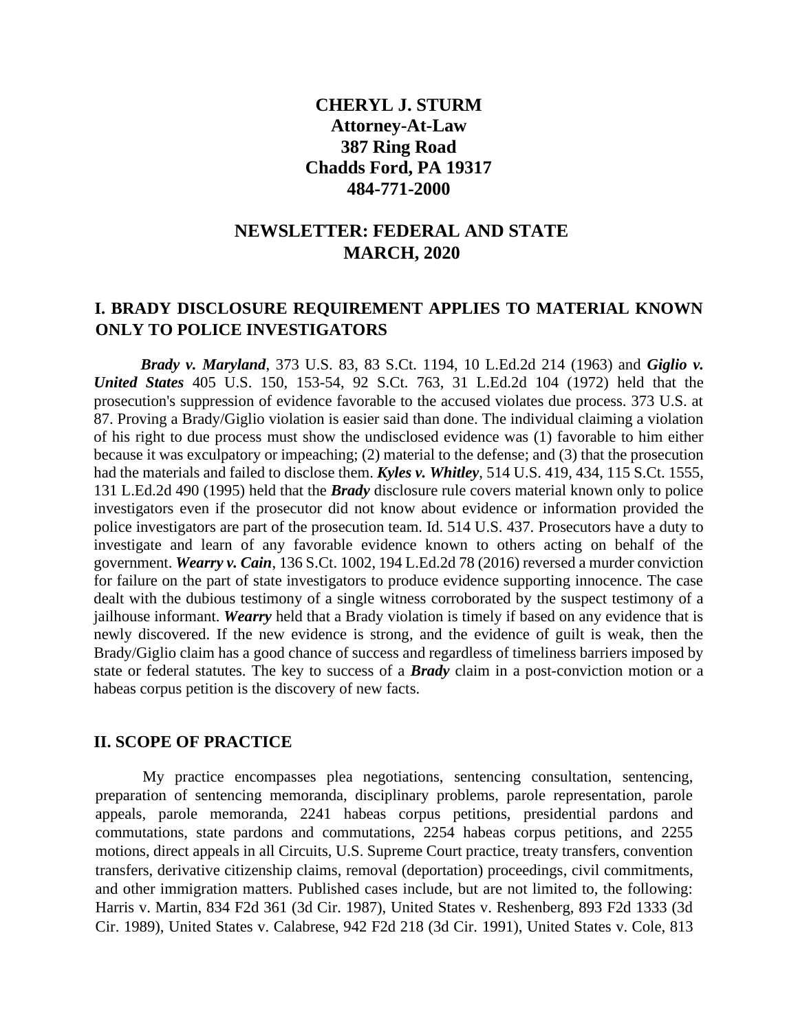# CHERYL J. STURM
## Attorney-At-Law
## 387 Ring Road
## Chadds Ford, PA 19317
## 484-771-2000

## NEWSLETTER: FEDERAL AND STATE
## MARCH, 2020

## I. BRADY DISCLOSURE REQUIREMENT APPLIES TO MATERIAL KNOWN ONLY TO POLICE INVESTIGATORS

***Brady v. Maryland***, 373 U.S. 83, 83 S.Ct. 1194, 10 L.Ed.2d 214 (1963) and ***Giglio v. United States*** 405 U.S. 150, 153-54, 92 S.Ct. 763, 31 L.Ed.2d 104 (1972) held that the prosecution's suppression of evidence favorable to the accused violates due process. 373 U.S. at 87. Proving a Brady/Giglio violation is easier said than done. The individual claiming a violation of his right to due process must show the undisclosed evidence was (1) favorable to him either because it was exculpatory or impeaching; (2) material to the defense; and (3) that the prosecution had the materials and failed to disclose them. ***Kyles v. Whitley***, 514 U.S. 419, 434, 115 S.Ct. 1555, 131 L.Ed.2d 490 (1995) held that the ***Brady*** disclosure rule covers material known only to police investigators even if the prosecutor did not know about evidence or information provided the police investigators are part of the prosecution team. Id. 514 U.S. 437. Prosecutors have a duty to investigate and learn of any favorable evidence known to others acting on behalf of the government. ***Wearry v. Cain***, 136 S.Ct. 1002, 194 L.Ed.2d 78 (2016) reversed a murder conviction for failure on the part of state investigators to produce evidence supporting innocence. The case dealt with the dubious testimony of a single witness corroborated by the suspect testimony of a jailhouse informant. ***Wearry*** held that a Brady violation is timely if based on any evidence that is newly discovered. If the new evidence is strong, and the evidence of guilt is weak, then the Brady/Giglio claim has a good chance of success and regardless of timeliness barriers imposed by state or federal statutes. The key to success of a ***Brady*** claim in a post-conviction motion or a habeas corpus petition is the discovery of new facts.

## II. SCOPE OF PRACTICE

My practice encompasses plea negotiations, sentencing consultation, sentencing, preparation of sentencing memoranda, disciplinary problems, parole representation, parole appeals, parole memoranda, 2241 habeas corpus petitions, presidential pardons and commutations, state pardons and commutations, 2254 habeas corpus petitions, and 2255 motions, direct appeals in all Circuits, U.S. Supreme Court practice, treaty transfers, convention transfers, derivative citizenship claims, removal (deportation) proceedings, civil commitments, and other immigration matters. Published cases include, but are not limited to, the following: Harris v. Martin, 834 F2d 361 (3d Cir. 1987), United States v. Reshenberg, 893 F2d 1333 (3d Cir. 1989), United States v. Calabrese, 942 F2d 218 (3d Cir. 1991), United States v. Cole, 813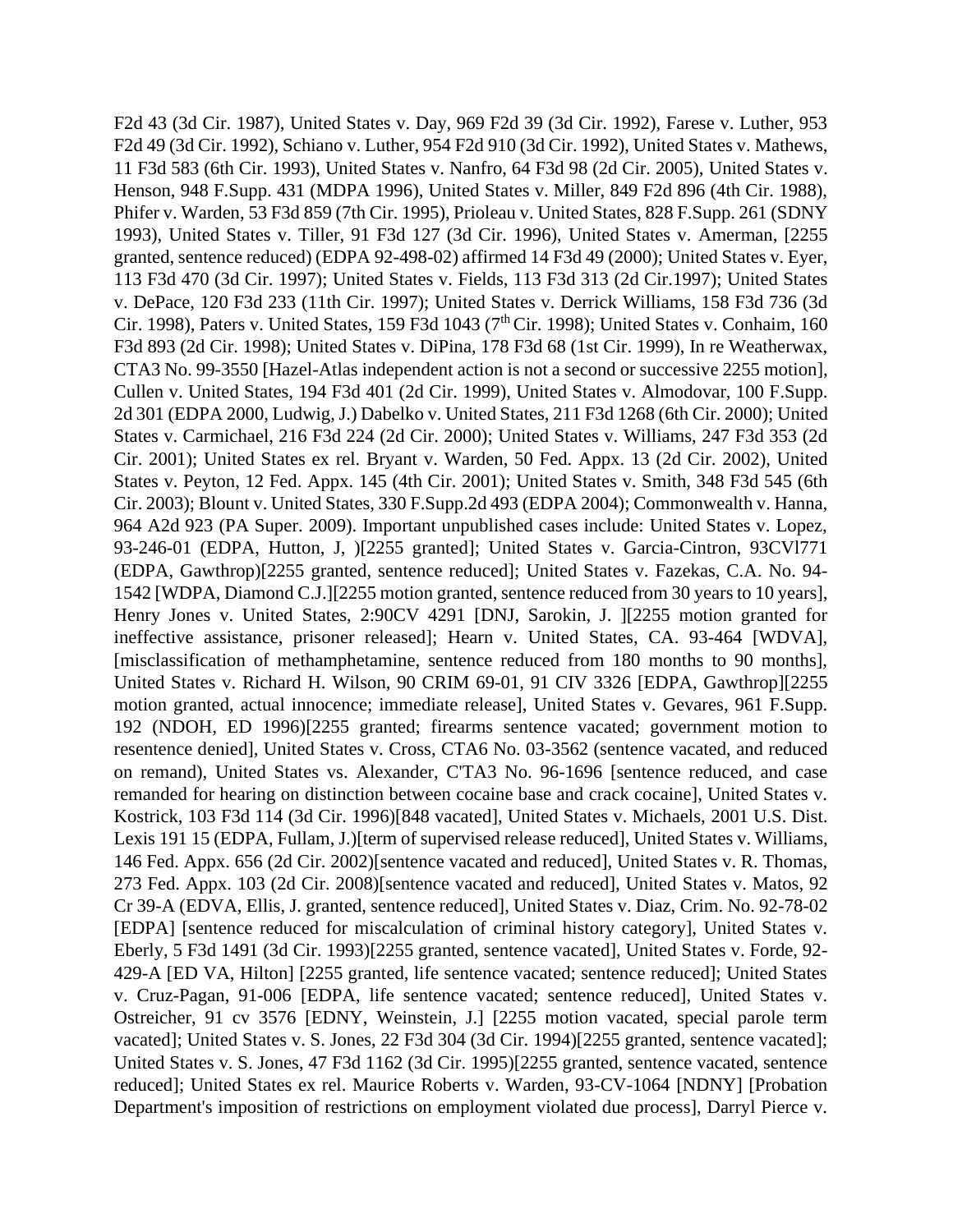F2d 43 (3d Cir. 1987), United States v. Day, 969 F2d 39 (3d Cir. 1992), Farese v. Luther, 953 F2d 49 (3d Cir. 1992), Schiano v. Luther, 954 F2d 910 (3d Cir. 1992), United States v. Mathews, 11 F3d 583 (6th Cir. 1993), United States v. Nanfro, 64 F3d 98 (2d Cir. 2005), United States v. Henson, 948 F.Supp. 431 (MDPA 1996), United States v. Miller, 849 F2d 896 (4th Cir. 1988), Phifer v. Warden, 53 F3d 859 (7th Cir. 1995), Prioleau v. United States, 828 F.Supp. 261 (SDNY 1993), United States v. Tiller, 91 F3d 127 (3d Cir. 1996), United States v. Amerman, [2255 granted, sentence reduced) (EDPA 92-498-02) affirmed 14 F3d 49 (2000); United States v. Eyer, 113 F3d 470 (3d Cir. 1997); United States v. Fields, 113 F3d 313 (2d Cir.1997); United States v. DePace, 120 F3d 233 (11th Cir. 1997); United States v. Derrick Williams, 158 F3d 736 (3d Cir. 1998), Paters v. United States, 159 F3d 1043 (7th Cir. 1998); United States v. Conhaim, 160 F3d 893 (2d Cir. 1998); United States v. DiPina, 178 F3d 68 (1st Cir. 1999), In re Weatherwax, CTA3 No. 99-3550 [Hazel-Atlas independent action is not a second or successive 2255 motion], Cullen v. United States, 194 F3d 401 (2d Cir. 1999), United States v. Almodovar, 100 F.Supp. 2d 301 (EDPA 2000, Ludwig, J.) Dabelko v. United States, 211 F3d 1268 (6th Cir. 2000); United States v. Carmichael, 216 F3d 224 (2d Cir. 2000); United States v. Williams, 247 F3d 353 (2d Cir. 2001); United States ex rel. Bryant v. Warden, 50 Fed. Appx. 13 (2d Cir. 2002), United States v. Peyton, 12 Fed. Appx. 145 (4th Cir. 2001); United States v. Smith, 348 F3d 545 (6th Cir. 2003); Blount v. United States, 330 F.Supp.2d 493 (EDPA 2004); Commonwealth v. Hanna, 964 A2d 923 (PA Super. 2009). Important unpublished cases include: United States v. Lopez, 93-246-01 (EDPA, Hutton, J, )[2255 granted]; United States v. Garcia-Cintron, 93CVl771 (EDPA, Gawthrop)[2255 granted, sentence reduced]; United States v. Fazekas, C.A. No. 94-1542 [WDPA, Diamond C.J.][2255 motion granted, sentence reduced from 30 years to 10 years], Henry Jones v. United States, 2:90CV 4291 [DNJ, Sarokin, J. ][2255 motion granted for ineffective assistance, prisoner released]; Hearn v. United States, CA. 93-464 [WDVA], [misclassification of methamphetamine, sentence reduced from 180 months to 90 months], United States v. Richard H. Wilson, 90 CRIM 69-01, 91 CIV 3326 [EDPA, Gawthrop][2255 motion granted, actual innocence; immediate release], United States v. Gevares, 961 F.Supp. 192 (NDOH, ED 1996)[2255 granted; firearms sentence vacated; government motion to resentence denied], United States v. Cross, CTA6 No. 03-3562 (sentence vacated, and reduced on remand), United States vs. Alexander, C'TA3 No. 96-1696 [sentence reduced, and case remanded for hearing on distinction between cocaine base and crack cocaine], United States v. Kostrick, 103 F3d 114 (3d Cir. 1996)[848 vacated], United States v. Michaels, 2001 U.S. Dist. Lexis 191 15 (EDPA, Fullam, J.)[term of supervised release reduced], United States v. Williams, 146 Fed. Appx. 656 (2d Cir. 2002)[sentence vacated and reduced], United States v. R. Thomas, 273 Fed. Appx. 103 (2d Cir. 2008)[sentence vacated and reduced], United States v. Matos, 92 Cr 39-A (EDVA, Ellis, J. granted, sentence reduced], United States v. Diaz, Crim. No. 92-78-02 [EDPA] [sentence reduced for miscalculation of criminal history category], United States v. Eberly, 5 F3d 1491 (3d Cir. 1993)[2255 granted, sentence vacated], United States v. Forde, 92-429-A [ED VA, Hilton] [2255 granted, life sentence vacated; sentence reduced]; United States v. Cruz-Pagan, 91-006 [EDPA, life sentence vacated; sentence reduced], United States v. Ostreicher, 91 cv 3576 [EDNY, Weinstein, J.] [2255 motion vacated, special parole term vacated]; United States v. S. Jones, 22 F3d 304 (3d Cir. 1994)[2255 granted, sentence vacated]; United States v. S. Jones, 47 F3d 1162 (3d Cir. 1995)[2255 granted, sentence vacated, sentence reduced]; United States ex rel. Maurice Roberts v. Warden, 93-CV-1064 [NDNY] [Probation Department's imposition of restrictions on employment violated due process], Darryl Pierce v.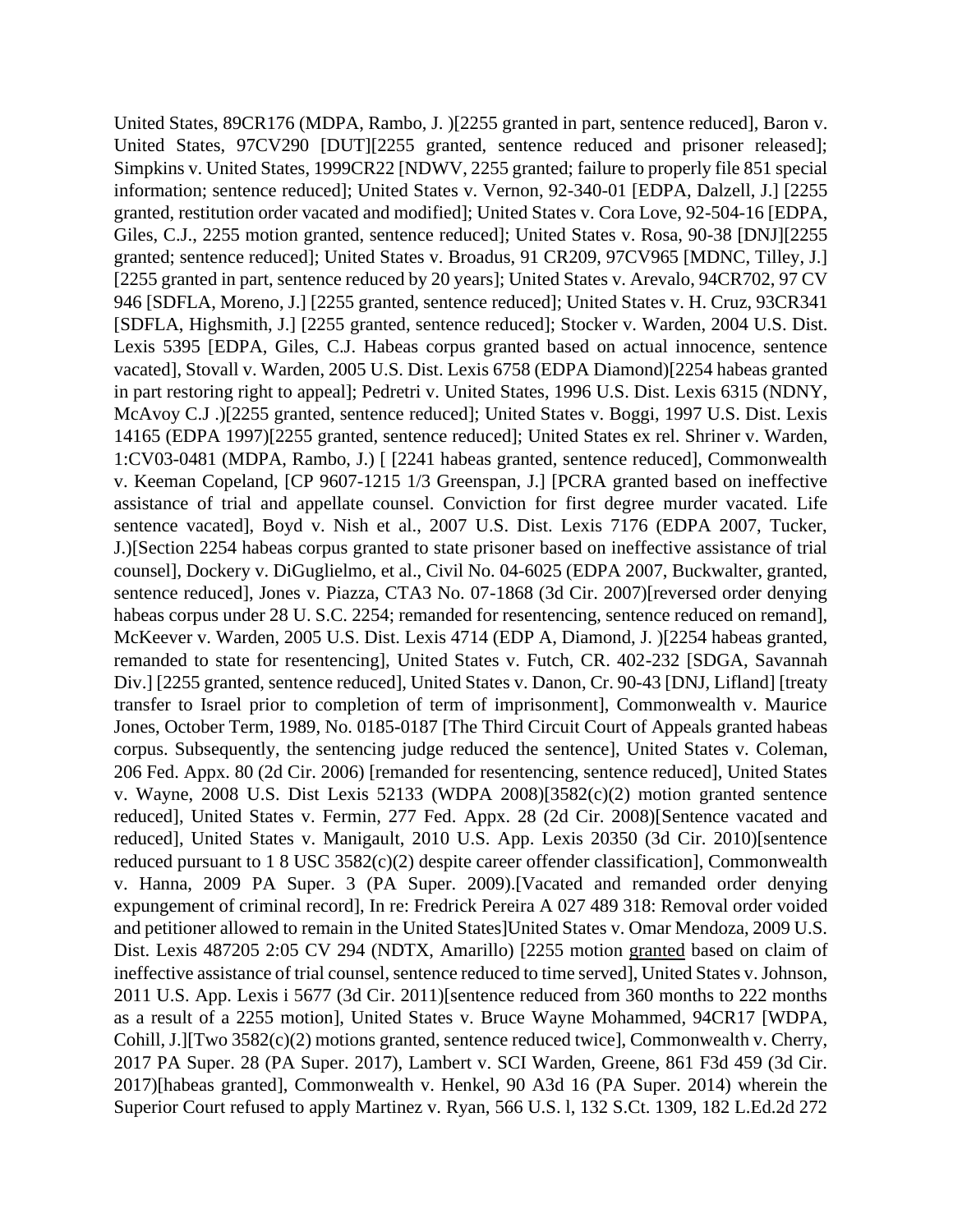United States, 89CR176 (MDPA, Rambo, J. )[2255 granted in part, sentence reduced], Baron v. United States, 97CV290 [DUT][2255 granted, sentence reduced and prisoner released]; Simpkins v. United States, 1999CR22 [NDWV, 2255 granted; failure to properly file 851 special information; sentence reduced]; United States v. Vernon, 92-340-01 [EDPA, Dalzell, J.] [2255 granted, restitution order vacated and modified]; United States v. Cora Love, 92-504-16 [EDPA, Giles, C.J., 2255 motion granted, sentence reduced]; United States v. Rosa, 90-38 [DNJ][2255 granted; sentence reduced]; United States v. Broadus, 91 CR209, 97CV965 [MDNC, Tilley, J.] [2255 granted in part, sentence reduced by 20 years]; United States v. Arevalo, 94CR702, 97 CV 946 [SDFLA, Moreno, J.] [2255 granted, sentence reduced]; United States v. H. Cruz, 93CR341 [SDFLA, Highsmith, J.] [2255 granted, sentence reduced]; Stocker v. Warden, 2004 U.S. Dist. Lexis 5395 [EDPA, Giles, C.J. Habeas corpus granted based on actual innocence, sentence vacated], Stovall v. Warden, 2005 U.S. Dist. Lexis 6758 (EDPA Diamond)[2254 habeas granted in part restoring right to appeal]; Pedretri v. United States, 1996 U.S. Dist. Lexis 6315 (NDNY, McAvoy C.J .)[2255 granted, sentence reduced]; United States v. Boggi, 1997 U.S. Dist. Lexis 14165 (EDPA 1997)[2255 granted, sentence reduced]; United States ex rel. Shriner v. Warden, 1:CV03-0481 (MDPA, Rambo, J.) [ [2241 habeas granted, sentence reduced], Commonwealth v. Keeman Copeland, [CP 9607-1215 1/3 Greenspan, J.] [PCRA granted based on ineffective assistance of trial and appellate counsel. Conviction for first degree murder vacated. Life sentence vacated], Boyd v. Nish et al., 2007 U.S. Dist. Lexis 7176 (EDPA 2007, Tucker, J.)[Section 2254 habeas corpus granted to state prisoner based on ineffective assistance of trial counsel], Dockery v. DiGuglielmo, et al., Civil No. 04-6025 (EDPA 2007, Buckwalter, granted, sentence reduced], Jones v. Piazza, CTA3 No. 07-1868 (3d Cir. 2007)[reversed order denying habeas corpus under 28 U. S.C. 2254; remanded for resentencing, sentence reduced on remand], McKeever v. Warden, 2005 U.S. Dist. Lexis 4714 (EDP A, Diamond, J. )[2254 habeas granted, remanded to state for resentencing], United States v. Futch, CR. 402-232 [SDGA, Savannah Div.] [2255 granted, sentence reduced], United States v. Danon, Cr. 90-43 [DNJ, Lifland] [treaty transfer to Israel prior to completion of term of imprisonment], Commonwealth v. Maurice Jones, October Term, 1989, No. 0185-0187 [The Third Circuit Court of Appeals granted habeas corpus. Subsequently, the sentencing judge reduced the sentence], United States v. Coleman, 206 Fed. Appx. 80 (2d Cir. 2006) [remanded for resentencing, sentence reduced], United States v. Wayne, 2008 U.S. Dist Lexis 52133 (WDPA 2008)[3582(c)(2) motion granted sentence reduced], United States v. Fermin, 277 Fed. Appx. 28 (2d Cir. 2008)[Sentence vacated and reduced], United States v. Manigault, 2010 U.S. App. Lexis 20350 (3d Cir. 2010)[sentence reduced pursuant to 1 8 USC 3582(c)(2) despite career offender classification], Commonwealth v. Hanna, 2009 PA Super. 3 (PA Super. 2009).[Vacated and remanded order denying expungement of criminal record], In re: Fredrick Pereira A 027 489 318: Removal order voided and petitioner allowed to remain in the United States]United States v. Omar Mendoza, 2009 U.S. Dist. Lexis 487205 2:05 CV 294 (NDTX, Amarillo) [2255 motion granted based on claim of ineffective assistance of trial counsel, sentence reduced to time served], United States v. Johnson, 2011 U.S. App. Lexis i 5677 (3d Cir. 2011)[sentence reduced from 360 months to 222 months as a result of a 2255 motion], United States v. Bruce Wayne Mohammed, 94CR17 [WDPA, Cohill, J.][Two 3582(c)(2) motions granted, sentence reduced twice], Commonwealth v. Cherry, 2017 PA Super. 28 (PA Super. 2017), Lambert v. SCI Warden, Greene, 861 F3d 459 (3d Cir. 2017)[habeas granted], Commonwealth v. Henkel, 90 A3d 16 (PA Super. 2014) wherein the Superior Court refused to apply Martinez v. Ryan, 566 U.S. l, 132 S.Ct. 1309, 182 L.Ed.2d 272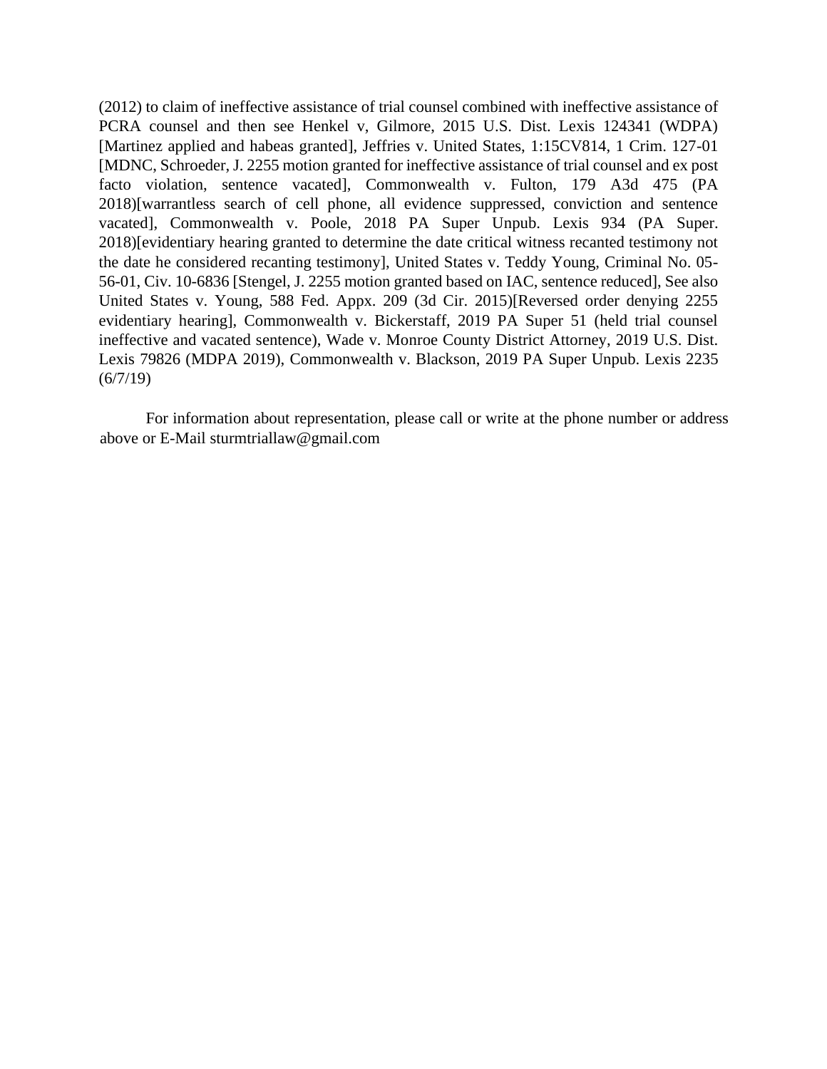(2012) to claim of ineffective assistance of trial counsel combined with ineffective assistance of PCRA counsel and then see Henkel v, Gilmore, 2015 U.S. Dist. Lexis 124341 (WDPA) [Martinez applied and habeas granted], Jeffries v. United States, 1:15CV814, 1 Crim. 127-01 [MDNC, Schroeder, J. 2255 motion granted for ineffective assistance of trial counsel and ex post facto violation, sentence vacated], Commonwealth v. Fulton, 179 A3d 475 (PA 2018)[warrantless search of cell phone, all evidence suppressed, conviction and sentence vacated], Commonwealth v. Poole, 2018 PA Super Unpub. Lexis 934 (PA Super. 2018)[evidentiary hearing granted to determine the date critical witness recanted testimony not the date he considered recanting testimony], United States v. Teddy Young, Criminal No. 05-56-01, Civ. 10-6836 [Stengel, J. 2255 motion granted based on IAC, sentence reduced], See also United States v. Young, 588 Fed. Appx. 209 (3d Cir. 2015)[Reversed order denying 2255 evidentiary hearing], Commonwealth v. Bickerstaff, 2019 PA Super 51 (held trial counsel ineffective and vacated sentence), Wade v. Monroe County District Attorney, 2019 U.S. Dist. Lexis 79826 (MDPA 2019), Commonwealth v. Blackson, 2019 PA Super Unpub. Lexis 2235 (6/7/19)

For information about representation, please call or write at the phone number or address above or E-Mail sturmtriallaw@gmail.com